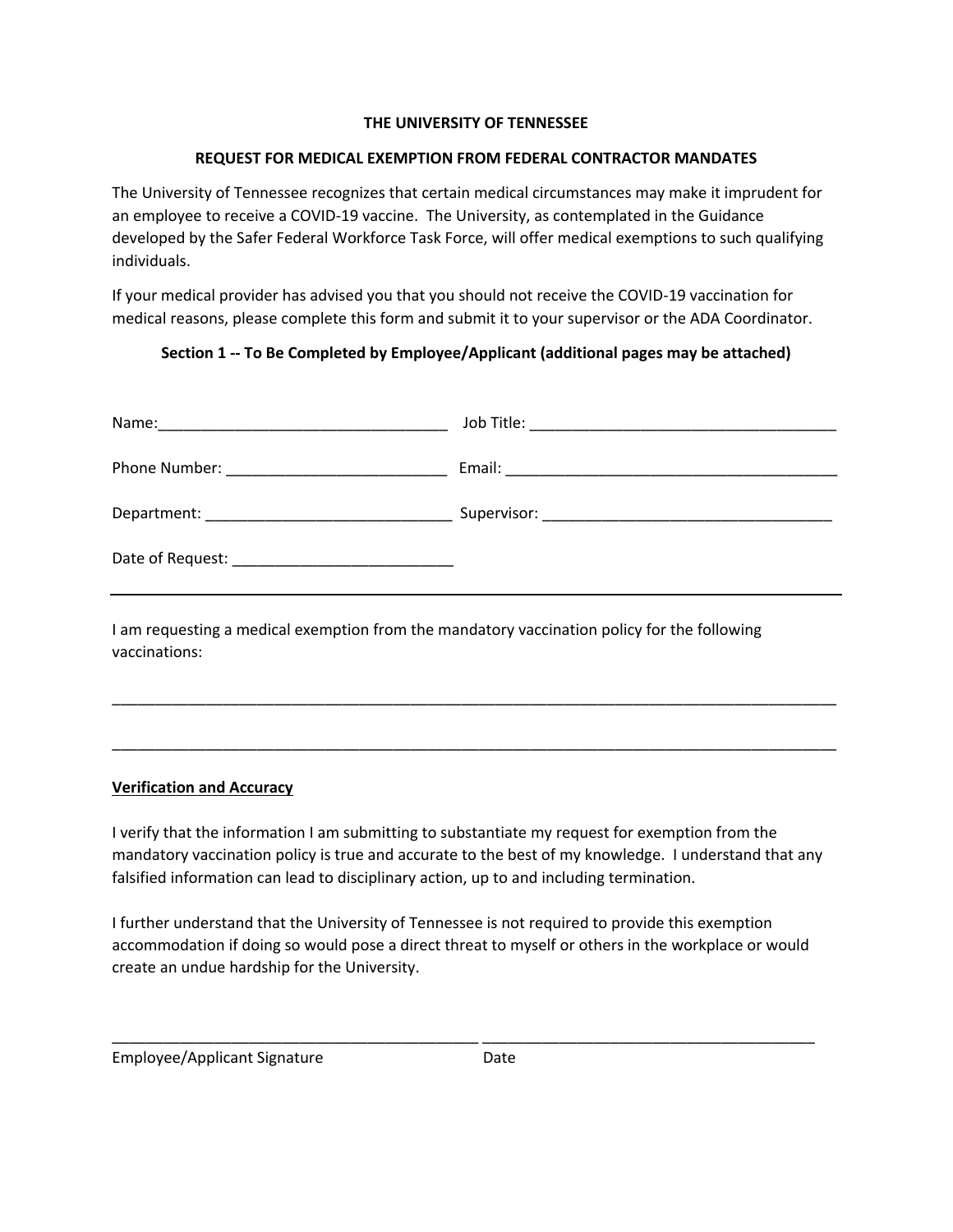**THE UNIVERSITY OF TENNESSEE**

**REQUEST FOR MEDICAL EXEMPTION FROM FEDERAL CONTRACTOR MANDATES**

The University of Tennessee recognizes that certain medical circumstances may make it imprudent for an employee to receive a COVID-19 vaccine. The University, as contemplated in the Guidance developed by the Safer Federal Workforce Task Force, will offer medical exemptions to such qualifying individuals.

If your medical provider has advised you that you should not receive the COVID-19 vaccination for medical reasons, please complete this form and submit it to your supervisor or the ADA Coordinator.

**Section 1 -- To Be Completed by Employee/Applicant (additional pages may be attached)**

Name:__________________________________ Job Title: ____________________________________

Phone Number: __________________________ Email: ________________________________________

Department: _____________________________ Supervisor: __________________________________

Date of Request: __________________________

---

I am requesting a medical exemption from the mandatory vaccination policy for the following vaccinations:

________________________________________________________________________________________

________________________________________________________________________________________

**Verification and Accuracy**

I verify that the information I am submitting to substantiate my request for exemption from the mandatory vaccination policy is true and accurate to the best of my knowledge. I understand that any falsified information can lead to disciplinary action, up to and including termination.

I further understand that the University of Tennessee is not required to provide this exemption accommodation if doing so would pose a direct threat to myself or others in the workplace or would create an undue hardship for the University.

____________________________________________ _______________________________________

Employee/Applicant Signature Date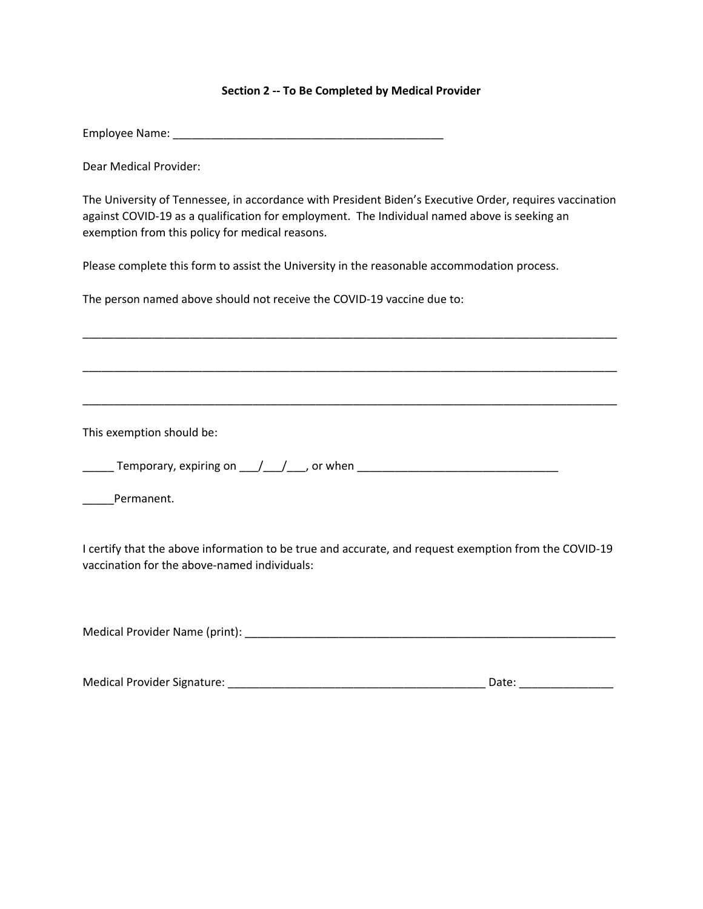**Section 2 -- To Be Completed by Medical Provider**

Employee Name: ____________________________________________

Dear Medical Provider:

The University of Tennessee, in accordance with President Biden's Executive Order, requires vaccination against COVID-19 as a qualification for employment. The Individual named above is seeking an exemption from this policy for medical reasons.

Please complete this form to assist the University in the reasonable accommodation process.

The person named above should not receive the COVID-19 vaccine due to:

_________________________________________________________________________________________

_________________________________________________________________________________________

_________________________________________________________________________________________

This exemption should be:

_____ Temporary, expiring on ___/___/___, or when ________________________________

_____Permanent.

I certify that the above information to be true and accurate, and request exemption from the COVID-19 vaccination for the above-named individuals:

Medical Provider Name (print): ____________________________________________________________

Medical Provider Signature: _________________________________________ Date: ______________